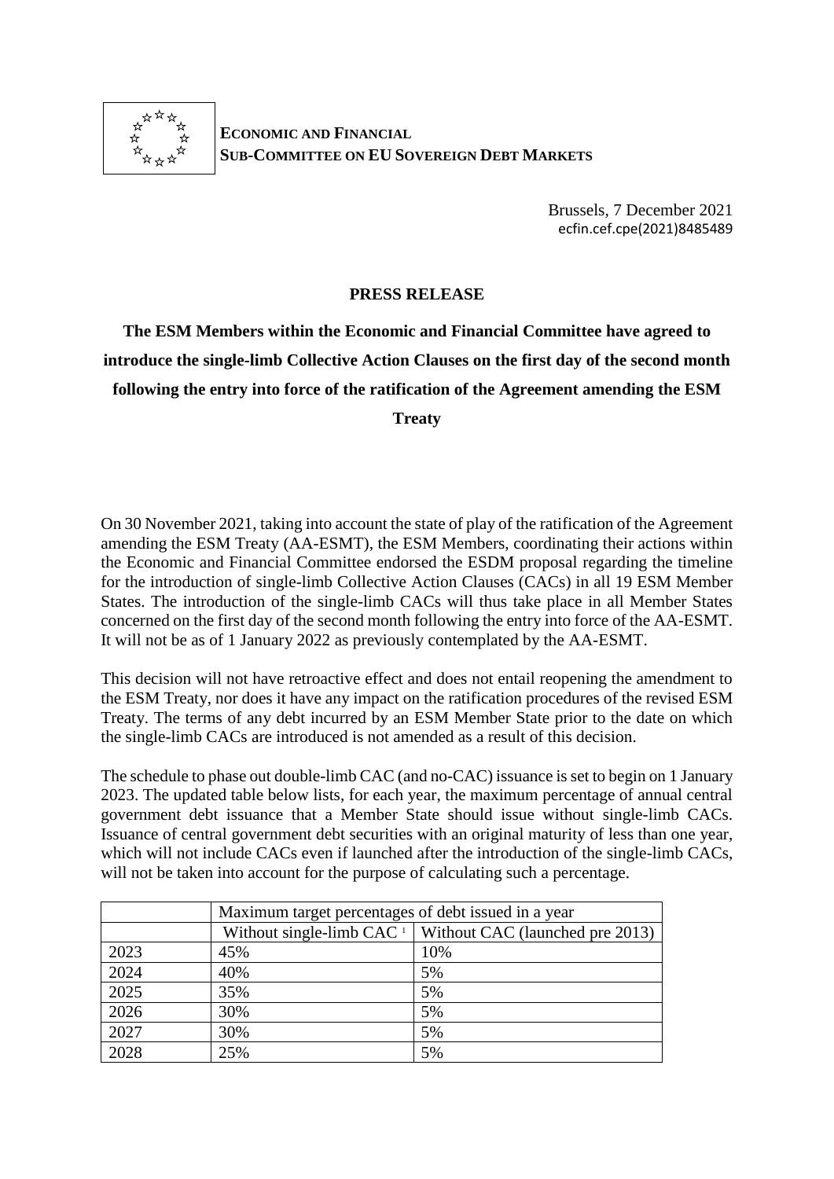**ECONOMIC AND FINANCIAL**
**SUB-COMMITTEE ON EU SOVEREIGN DEBT MARKETS**

Brussels, 7 December 2021
ecfin.cef.cpe(2021)8485489

**PRESS RELEASE**

**The ESM Members within the Economic and Financial Committee have agreed to introduce the single-limb Collective Action Clauses on the first day of the second month following the entry into force of the ratification of the Agreement amending the ESM Treaty**

On 30 November 2021, taking into account the state of play of the ratification of the Agreement amending the ESM Treaty (AA-ESMT), the ESM Members, coordinating their actions within the Economic and Financial Committee endorsed the ESDM proposal regarding the timeline for the introduction of single-limb Collective Action Clauses (CACs) in all 19 ESM Member States. The introduction of the single-limb CACs will thus take place in all Member States concerned on the first day of the second month following the entry into force of the AA-ESMT. It will not be as of 1 January 2022 as previously contemplated by the AA-ESMT.

This decision will not have retroactive effect and does not entail reopening the amendment to the ESM Treaty, nor does it have any impact on the ratification procedures of the revised ESM Treaty. The terms of any debt incurred by an ESM Member State prior to the date on which the single-limb CACs are introduced is not amended as a result of this decision.

The schedule to phase out double-limb CAC (and no-CAC) issuance is set to begin on 1 January 2023. The updated table below lists, for each year, the maximum percentage of annual central government debt issuance that a Member State should issue without single-limb CACs. Issuance of central government debt securities with an original maturity of less than one year, which will not include CACs even if launched after the introduction of the single-limb CACs, will not be taken into account for the purpose of calculating such a percentage.

| | Maximum target percentages of debt issued in a year | |
|---|---|---|
| | Without single-limb CAC [1] | Without CAC (launched pre 2013) |
| 2023 | 45% | 10% |
| 2024 | 40% | 5% |
| 2025 | 35% | 5% |
| 2026 | 30% | 5% |
| 2027 | 30% | 5% |
| 2028 | 25% | 5% |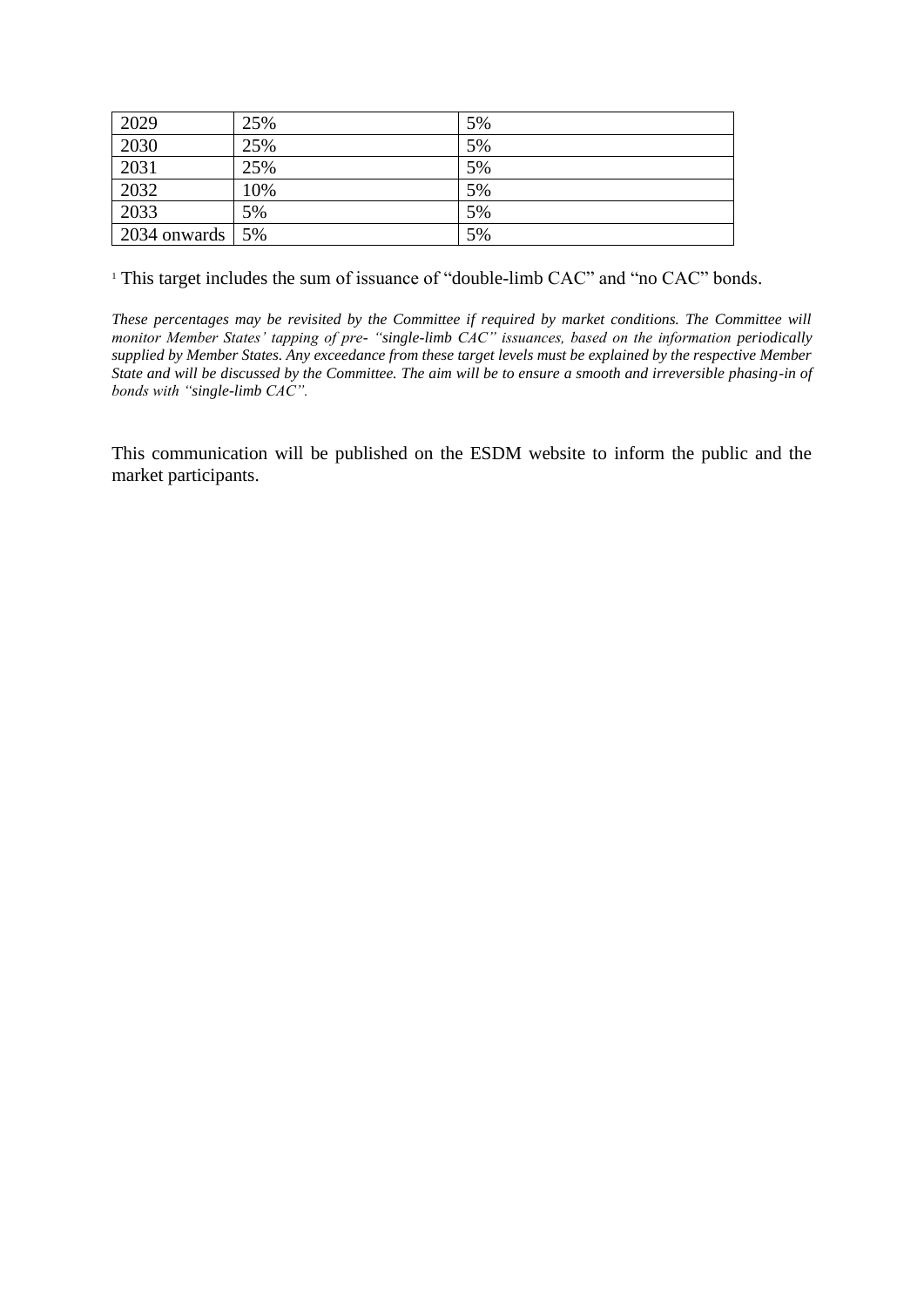| | | |
|---|---|---|
| 2029 | 25% | 5% |
| 2030 | 25% | 5% |
| 2031 | 25% | 5% |
| 2032 | 10% | 5% |
| 2033 | 5% | 5% |
| 2034 onwards | 5% | 5% |

[1] This target includes the sum of issuance of "double-limb CAC" and "no CAC" bonds.

*These percentages may be revisited by the Committee if required by market conditions. The Committee will monitor Member States' tapping of pre- "single-limb CAC" issuances, based on the information periodically supplied by Member States. Any exceedance from these target levels must be explained by the respective Member State and will be discussed by the Committee. The aim will be to ensure a smooth and irreversible phasing-in of bonds with "single-limb CAC".*

This communication will be published on the ESDM website to inform the public and the market participants.